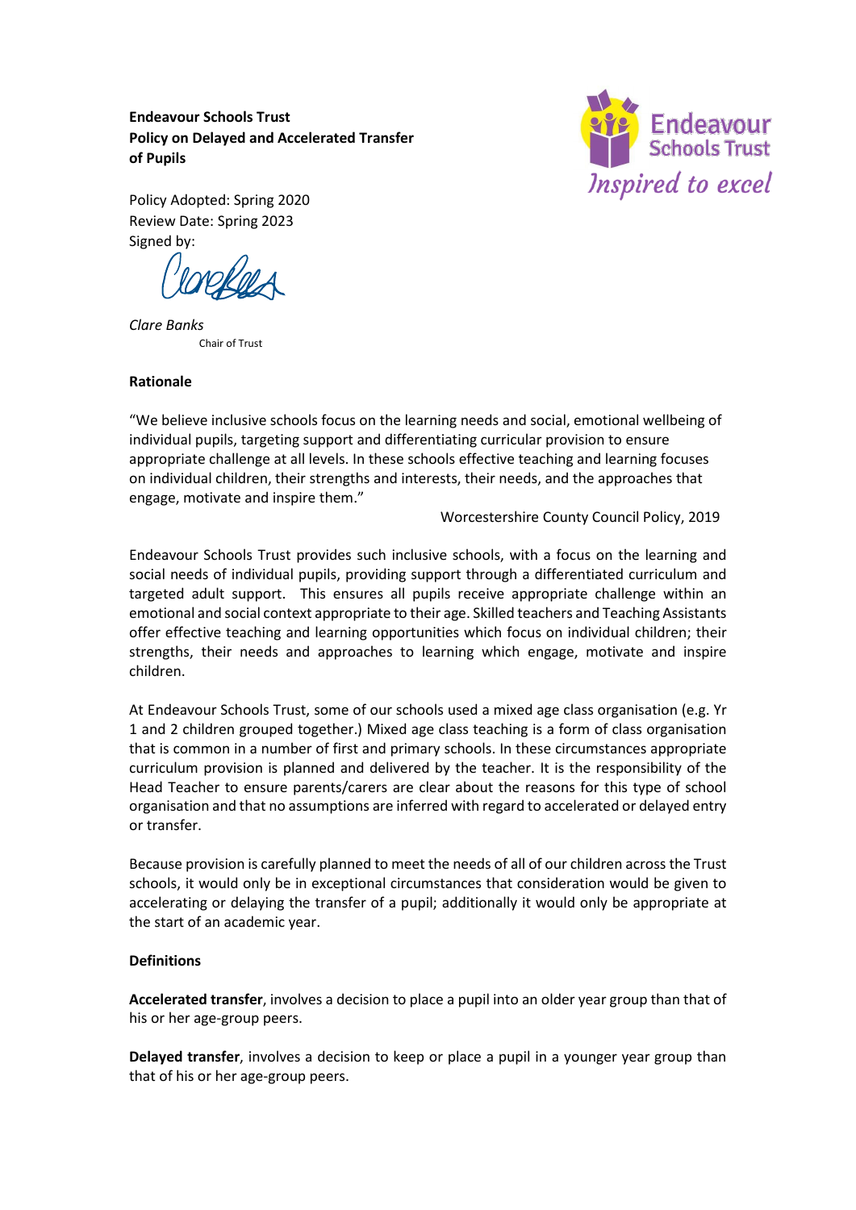**Endeavour Schools Trust**
**Policy on Delayed and Accelerated Transfer of Pupils**

Endeavour Schools Trust
*Inspired to excel*

Policy Adopted: Spring 2020
Review Date: Spring 2023
Signed by:

*Clare Banks*
Chair of Trust

## Rationale

"We believe inclusive schools focus on the learning needs and social, emotional wellbeing of individual pupils, targeting support and differentiating curricular provision to ensure appropriate challenge at all levels. In these schools effective teaching and learning focuses on individual children, their strengths and interests, their needs, and the approaches that engage, motivate and inspire them."

Worcestershire County Council Policy, 2019

Endeavour Schools Trust provides such inclusive schools, with a focus on the learning and social needs of individual pupils, providing support through a differentiated curriculum and targeted adult support. This ensures all pupils receive appropriate challenge within an emotional and social context appropriate to their age. Skilled teachers and Teaching Assistants offer effective teaching and learning opportunities which focus on individual children; their strengths, their needs and approaches to learning which engage, motivate and inspire children.

At Endeavour Schools Trust, some of our schools used a mixed age class organisation (e.g. Yr 1 and 2 children grouped together.) Mixed age class teaching is a form of class organisation that is common in a number of first and primary schools. In these circumstances appropriate curriculum provision is planned and delivered by the teacher. It is the responsibility of the Head Teacher to ensure parents/carers are clear about the reasons for this type of school organisation and that no assumptions are inferred with regard to accelerated or delayed entry or transfer.

Because provision is carefully planned to meet the needs of all of our children across the Trust schools, it would only be in exceptional circumstances that consideration would be given to accelerating or delaying the transfer of a pupil; additionally it would only be appropriate at the start of an academic year.

## Definitions

**Accelerated transfer**, involves a decision to place a pupil into an older year group than that of his or her age-group peers.

**Delayed transfer**, involves a decision to keep or place a pupil in a younger year group than that of his or her age-group peers.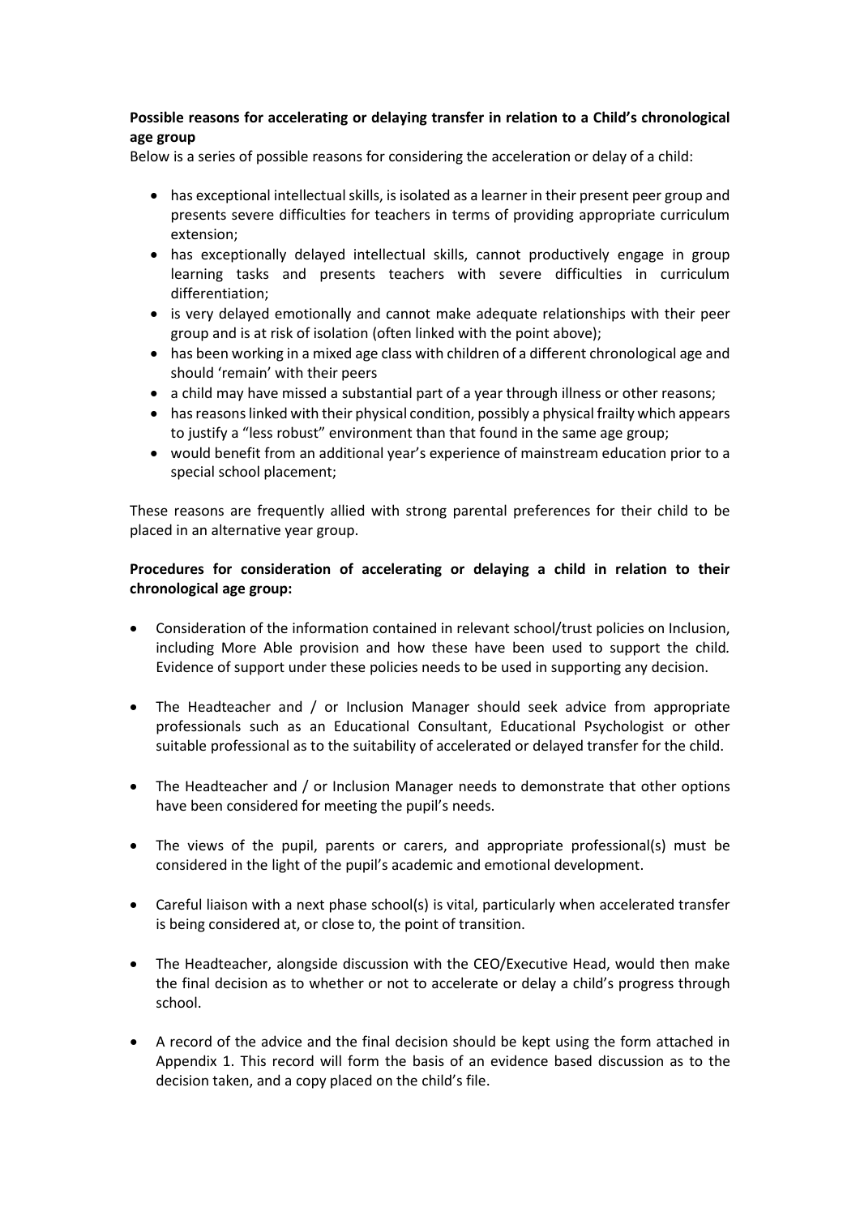**Possible reasons for accelerating or delaying transfer in relation to a Child's chronological age group**

Below is a series of possible reasons for considering the acceleration or delay of a child:

- has exceptional intellectual skills, is isolated as a learner in their present peer group and presents severe difficulties for teachers in terms of providing appropriate curriculum extension;
- has exceptionally delayed intellectual skills, cannot productively engage in group learning tasks and presents teachers with severe difficulties in curriculum differentiation;
- is very delayed emotionally and cannot make adequate relationships with their peer group and is at risk of isolation (often linked with the point above);
- has been working in a mixed age class with children of a different chronological age and should 'remain' with their peers
- a child may have missed a substantial part of a year through illness or other reasons;
- has reasons linked with their physical condition, possibly a physical frailty which appears to justify a "less robust" environment than that found in the same age group;
- would benefit from an additional year's experience of mainstream education prior to a special school placement;

These reasons are frequently allied with strong parental preferences for their child to be placed in an alternative year group.

**Procedures for consideration of accelerating or delaying a child in relation to their chronological age group:**

- Consideration of the information contained in relevant school/trust policies on Inclusion, including More Able provision and how these have been used to support the child. Evidence of support under these policies needs to be used in supporting any decision.

- The Headteacher and / or Inclusion Manager should seek advice from appropriate professionals such as an Educational Consultant, Educational Psychologist or other suitable professional as to the suitability of accelerated or delayed transfer for the child.

- The Headteacher and / or Inclusion Manager needs to demonstrate that other options have been considered for meeting the pupil's needs.

- The views of the pupil, parents or carers, and appropriate professional(s) must be considered in the light of the pupil's academic and emotional development.

- Careful liaison with a next phase school(s) is vital, particularly when accelerated transfer is being considered at, or close to, the point of transition.

- The Headteacher, alongside discussion with the CEO/Executive Head, would then make the final decision as to whether or not to accelerate or delay a child's progress through school.

- A record of the advice and the final decision should be kept using the form attached in Appendix 1. This record will form the basis of an evidence based discussion as to the decision taken, and a copy placed on the child's file.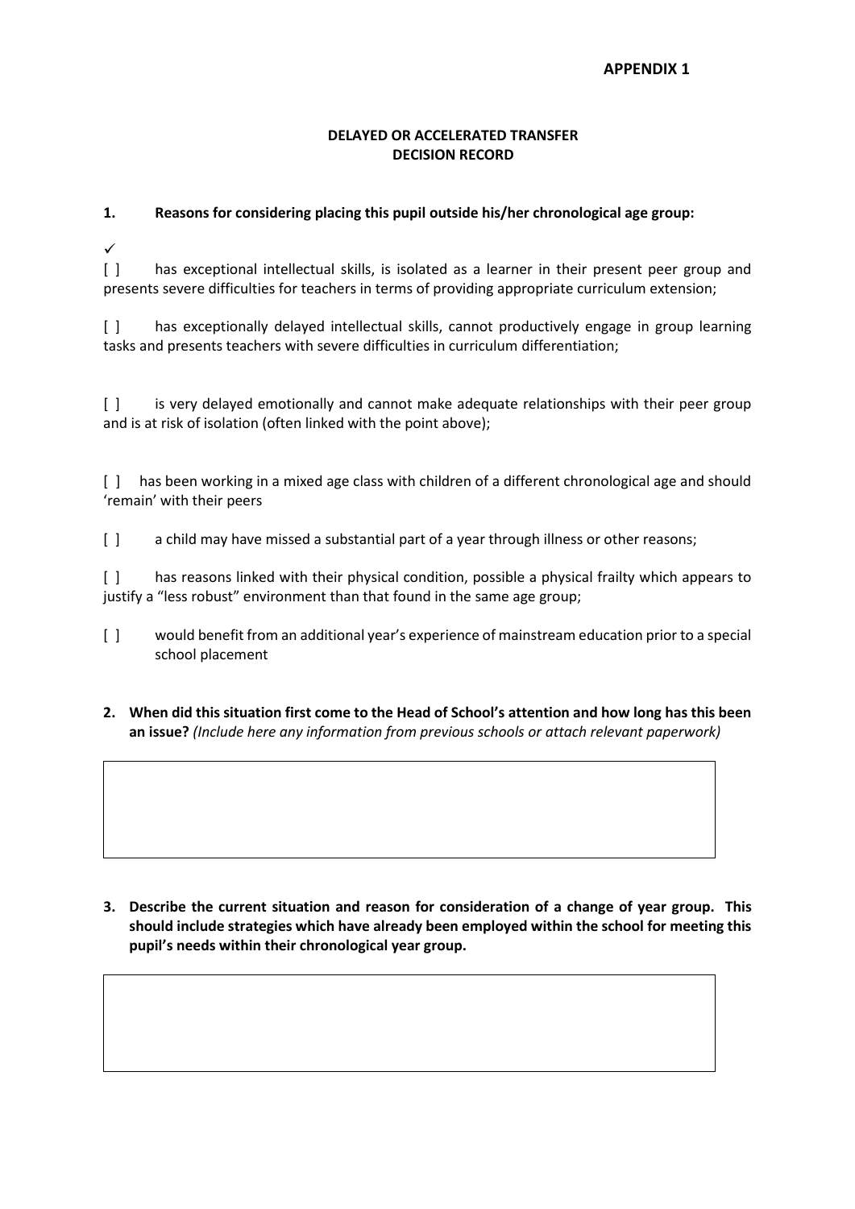**APPENDIX 1**

**DELAYED OR ACCELERATED TRANSFER**
**DECISION RECORD**

**1. Reasons for considering placing this pupil outside his/her chronological age group:**

✓

[ ] has exceptional intellectual skills, is isolated as a learner in their present peer group and presents severe difficulties for teachers in terms of providing appropriate curriculum extension;

[ ] has exceptionally delayed intellectual skills, cannot productively engage in group learning tasks and presents teachers with severe difficulties in curriculum differentiation;

[ ] is very delayed emotionally and cannot make adequate relationships with their peer group and is at risk of isolation (often linked with the point above);

[ ] has been working in a mixed age class with children of a different chronological age and should 'remain' with their peers

[ ] a child may have missed a substantial part of a year through illness or other reasons;

[ ] has reasons linked with their physical condition, possible a physical frailty which appears to justify a "less robust" environment than that found in the same age group;

[ ] would benefit from an additional year's experience of mainstream education prior to a special school placement

**2. When did this situation first come to the Head of School's attention and how long has this been an issue?** *(Include here any information from previous schools or attach relevant paperwork)*

| |
|---|
| |

**3. Describe the current situation and reason for consideration of a change of year group. This should include strategies which have already been employed within the school for meeting this pupil's needs within their chronological year group.**

| |
|---|
| |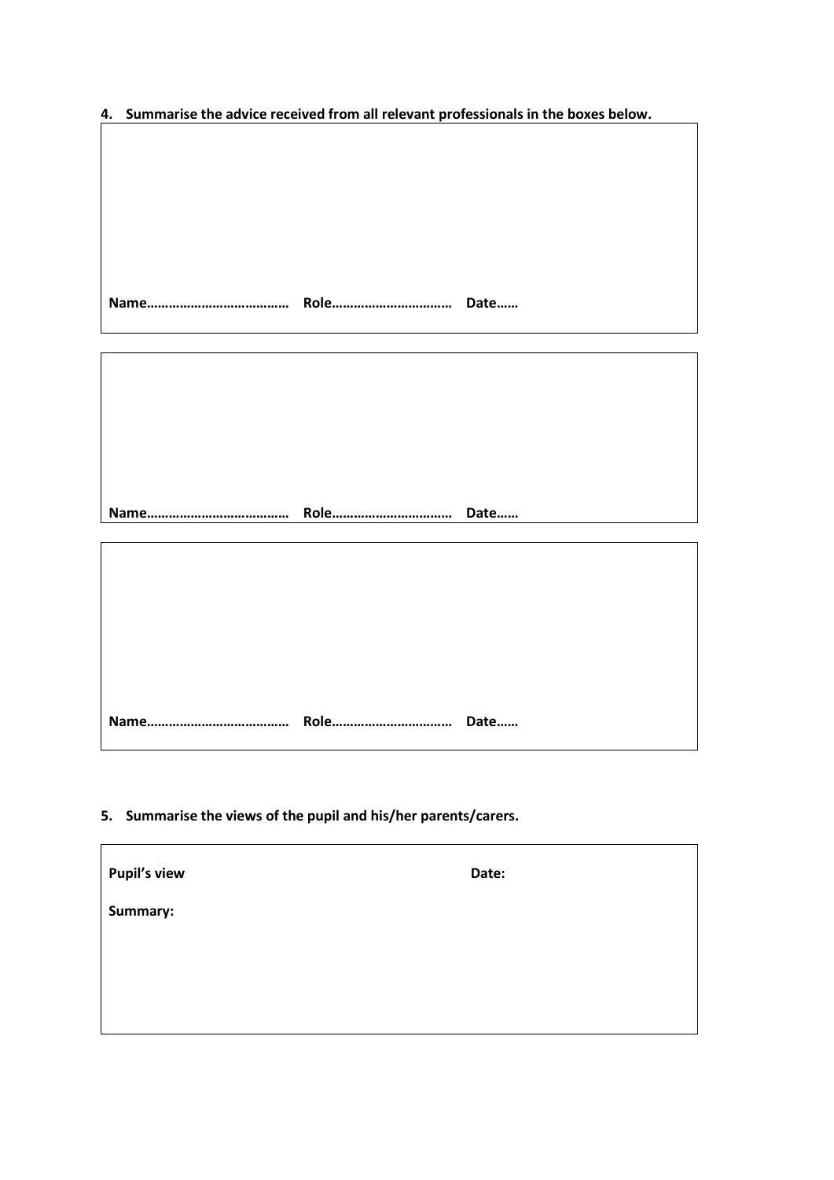**4. Summarise the advice received from all relevant professionals in the boxes below.**

**Name………………………………… Role…………………………… Date……**

**Name………………………………… Role…………………………… Date……**

**Name………………………………… Role…………………………… Date……**

**5. Summarise the views of the pupil and his/her parents/carers.**

**Pupil's view** **Date:**

**Summary:**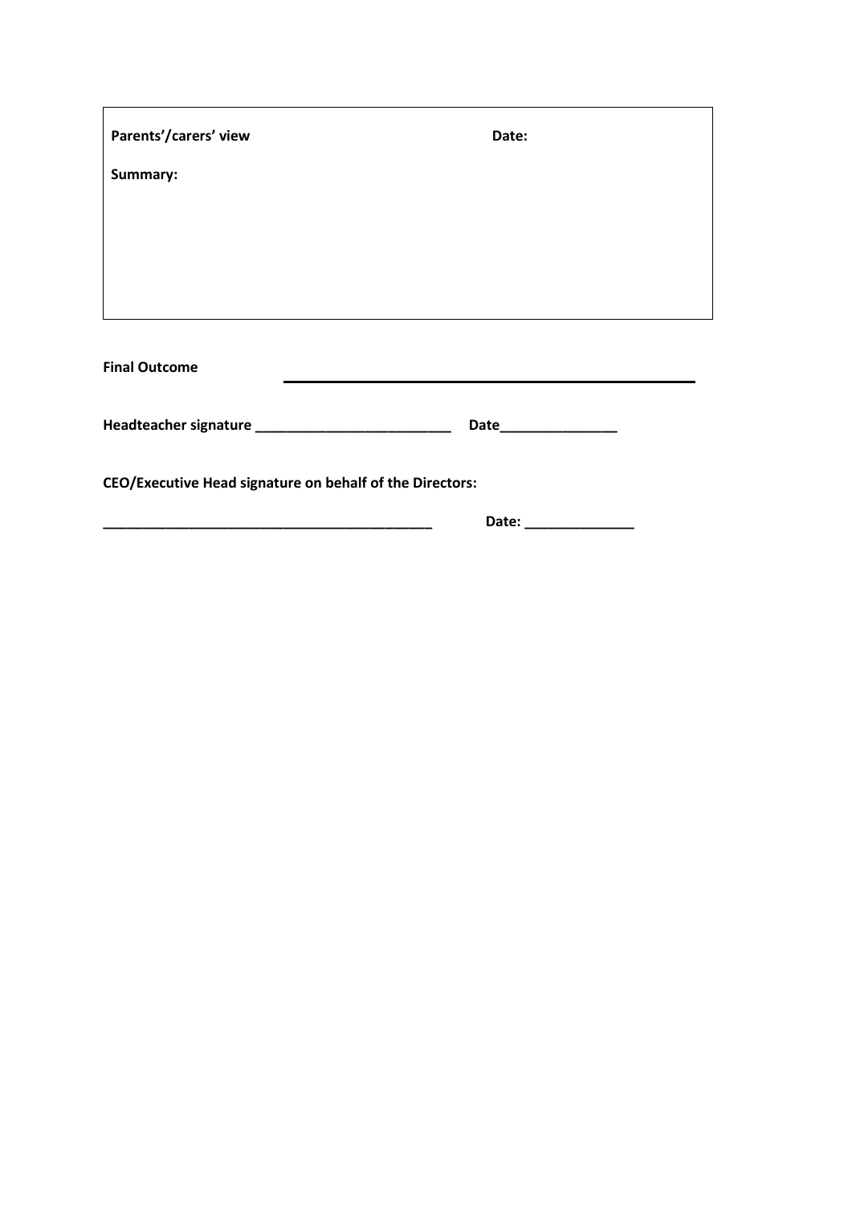| | |
|---|---|
| **Parents'/carers' view** | **Date:** |
| **Summary:** | |

**Final Outcome** ____________________________________________

**Headteacher signature** _________________________ **Date**_______________

**CEO/Executive Head signature on behalf of the Directors:**

__________________________________________ **Date:** ______________